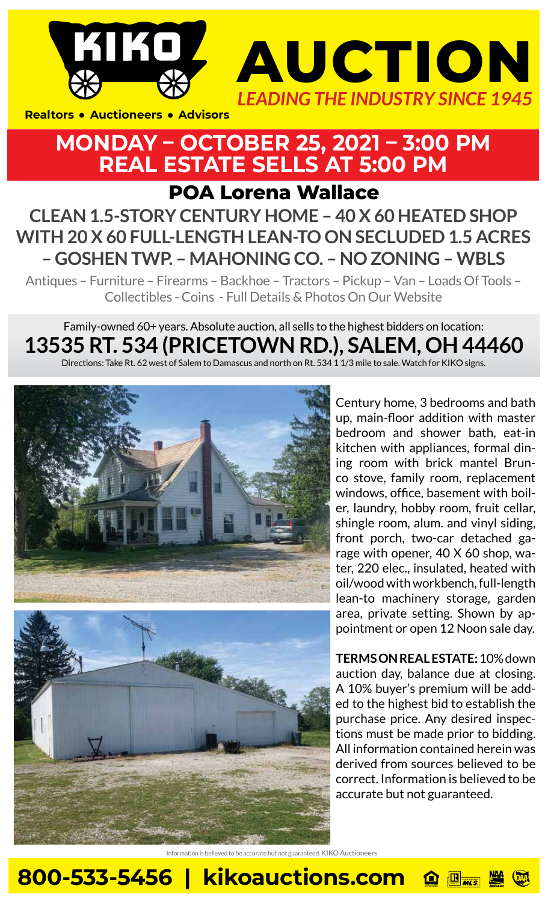# KIKO AUCTION

*LEADING THE INDUSTRY SINCE 1945*

Realtors • Auctioneers • Advisors

## MONDAY – OCTOBER 25, 2021 – 3:00 PM
## REAL ESTATE SELLS AT 5:00 PM

### POA Lorena Wallace

### CLEAN 1.5-STORY CENTURY HOME – 40 X 60 HEATED SHOP WITH 20 X 60 FULL-LENGTH LEAN-TO ON SECLUDED 1.5 ACRES – GOSHEN TWP. – MAHONING CO. – NO ZONING – WBLS

Antiques – Furniture – Firearms – Backhoe – Tractors – Pickup – Van – Loads Of Tools – Collectibles - Coins - Full Details & Photos On Our Website

Family-owned 60+ years. Absolute auction, all sells to the highest bidders on location:

## 13535 RT. 534 (PRICETOWN RD.), SALEM, OH 44460

Directions: Take Rt. 62 west of Salem to Damascus and north on Rt. 534 1 1/3 mile to sale. Watch for KIKO signs.

Century home, 3 bedrooms and bath up, main-floor addition with master bedroom and shower bath, eat-in kitchen with appliances, formal dining room with brick mantel Brunco stove, family room, replacement windows, office, basement with boiler, laundry, hobby room, fruit cellar, shingle room, alum. and vinyl siding, front porch, two-car detached garage with opener, 40 X 60 shop, water, 220 elec., insulated, heated with oil/wood with workbench, full-length lean-to machinery storage, garden area, private setting. Shown by appointment or open 12 Noon sale day.

**TERMS ON REAL ESTATE:** 10% down auction day, balance due at closing. A 10% buyer's premium will be added to the highest bid to establish the purchase price. Any desired inspections must be made prior to bidding. All information contained herein was derived from sources believed to be correct. Information is believed to be accurate but not guaranteed.

Information is believed to be accurate but not guaranteed. KIKO Auctioneers

**800-533-5456 | kikoauctions.com**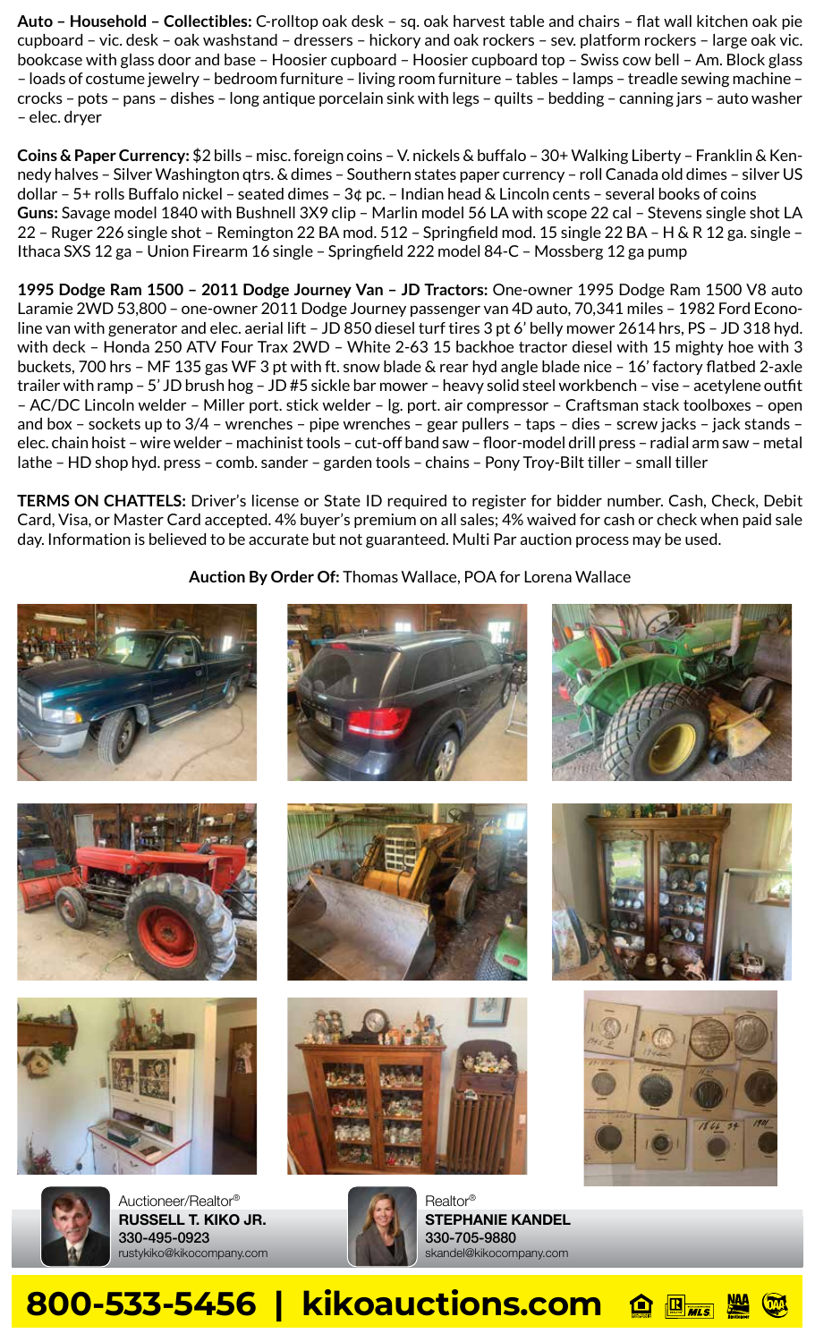**Auto – Household – Collectibles:** C-rolltop oak desk – sq. oak harvest table and chairs – flat wall kitchen oak pie cupboard – vic. desk – oak washstand – dressers – hickory and oak rockers – sev. platform rockers – large oak vic. bookcase with glass door and base – Hoosier cupboard – Hoosier cupboard top – Swiss cow bell – Am. Block glass – loads of costume jewelry – bedroom furniture – living room furniture – tables – lamps – treadle sewing machine – crocks – pots – pans – dishes – long antique porcelain sink with legs – quilts – bedding – canning jars – auto washer – elec. dryer

**Coins & Paper Currency:** $2 bills – misc. foreign coins – V. nickels & buffalo – 30+ Walking Liberty – Franklin & Kennedy halves – Silver Washington qtrs. & dimes – Southern states paper currency – roll Canada old dimes – silver US dollar – 5+ rolls Buffalo nickel – seated dimes – 3¢ pc. – Indian head & Lincoln cents – several books of coins

**Guns:** Savage model 1840 with Bushnell 3X9 clip – Marlin model 56 LA with scope 22 cal – Stevens single shot LA 22 – Ruger 226 single shot – Remington 22 BA mod. 512 – Springfield mod. 15 single 22 BA – H & R 12 ga. single – Ithaca SXS 12 ga – Union Firearm 16 single – Springfield 222 model 84-C – Mossberg 12 ga pump

**1995 Dodge Ram 1500 – 2011 Dodge Journey Van – JD Tractors:** One-owner 1995 Dodge Ram 1500 V8 auto Laramie 2WD 53,800 – one-owner 2011 Dodge Journey passenger van 4D auto, 70,341 miles – 1982 Ford Econoline van with generator and elec. aerial lift – JD 850 diesel turf tires 3 pt 6' belly mower 2614 hrs, PS – JD 318 hyd. with deck – Honda 250 ATV Four Trax 2WD – White 2-63 15 backhoe tractor diesel with 15 mighty hoe with 3 buckets, 700 hrs – MF 135 gas WF 3 pt with ft. snow blade & rear hyd angle blade nice – 16' factory flatbed 2-axle trailer with ramp – 5' JD brush hog – JD #5 sickle bar mower – heavy solid steel workbench – vise – acetylene outfit – AC/DC Lincoln welder – Miller port. stick welder – lg. port. air compressor – Craftsman stack toolboxes – open and box – sockets up to 3/4 – wrenches – pipe wrenches – gear pullers – taps – dies – screw jacks – jack stands – elec. chain hoist – wire welder – machinist tools – cut-off band saw – floor-model drill press – radial arm saw – metal lathe – HD shop hyd. press – comb. sander – garden tools – chains – Pony Troy-Bilt tiller – small tiller

**TERMS ON CHATTELS:** Driver's license or State ID required to register for bidder number. Cash, Check, Debit Card, Visa, or Master Card accepted. 4% buyer's premium on all sales; 4% waived for cash or check when paid sale day. Information is believed to be accurate but not guaranteed. Multi Par auction process may be used.

**Auction By Order Of:** Thomas Wallace, POA for Lorena Wallace

Auctioneer/Realtor®
**RUSSELL T. KIKO JR.**
330-495-0923
rustykiko@kikocompany.com

Realtor®
**STEPHANIE KANDEL**
330-705-9880
skandel@kikocompany.com

**800-533-5456 | kikoauctions.com**